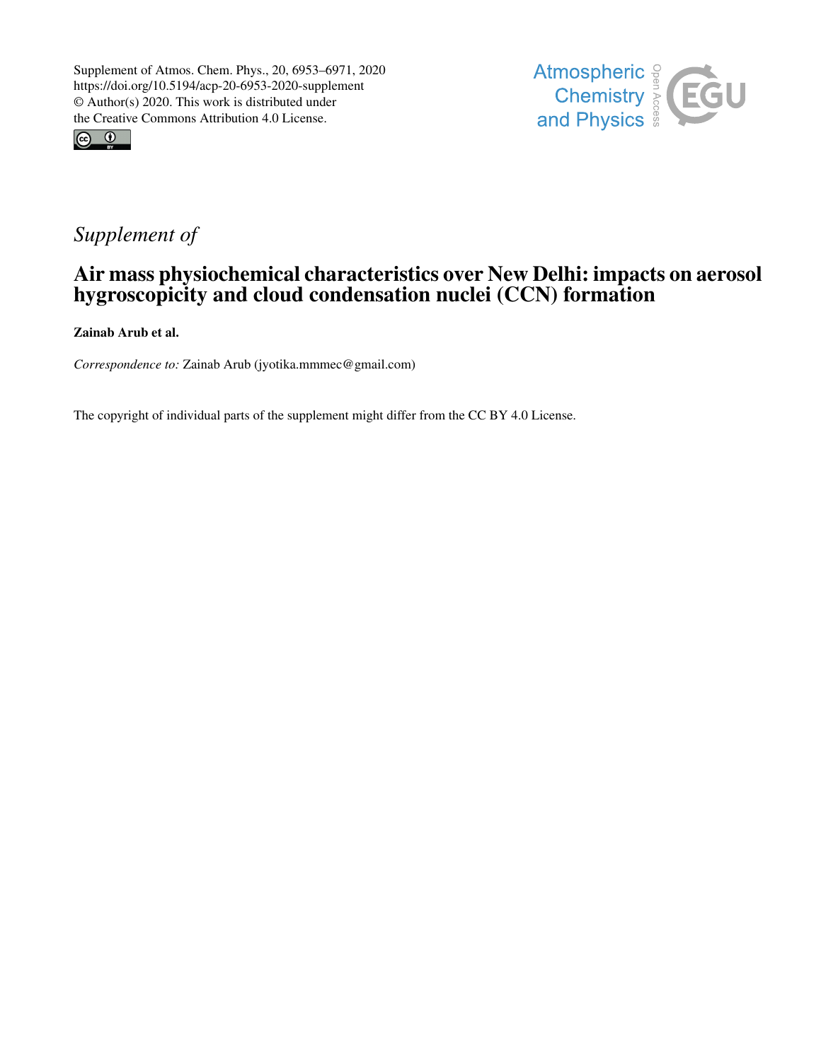Supplement of Atmos. Chem. Phys., 20, 6953–6971, 2020
https://doi.org/10.5194/acp-20-6953-2020-supplement
© Author(s) 2020. This work is distributed under
the Creative Commons Attribution 4.0 License.

*Supplement of*

# Air mass physiochemical characteristics over New Delhi: impacts on aerosol hygroscopicity and cloud condensation nuclei (CCN) formation

**Zainab Arub et al.**

*Correspondence to:* Zainab Arub (jyotika.mmmec@gmail.com)

The copyright of individual parts of the supplement might differ from the CC BY 4.0 License.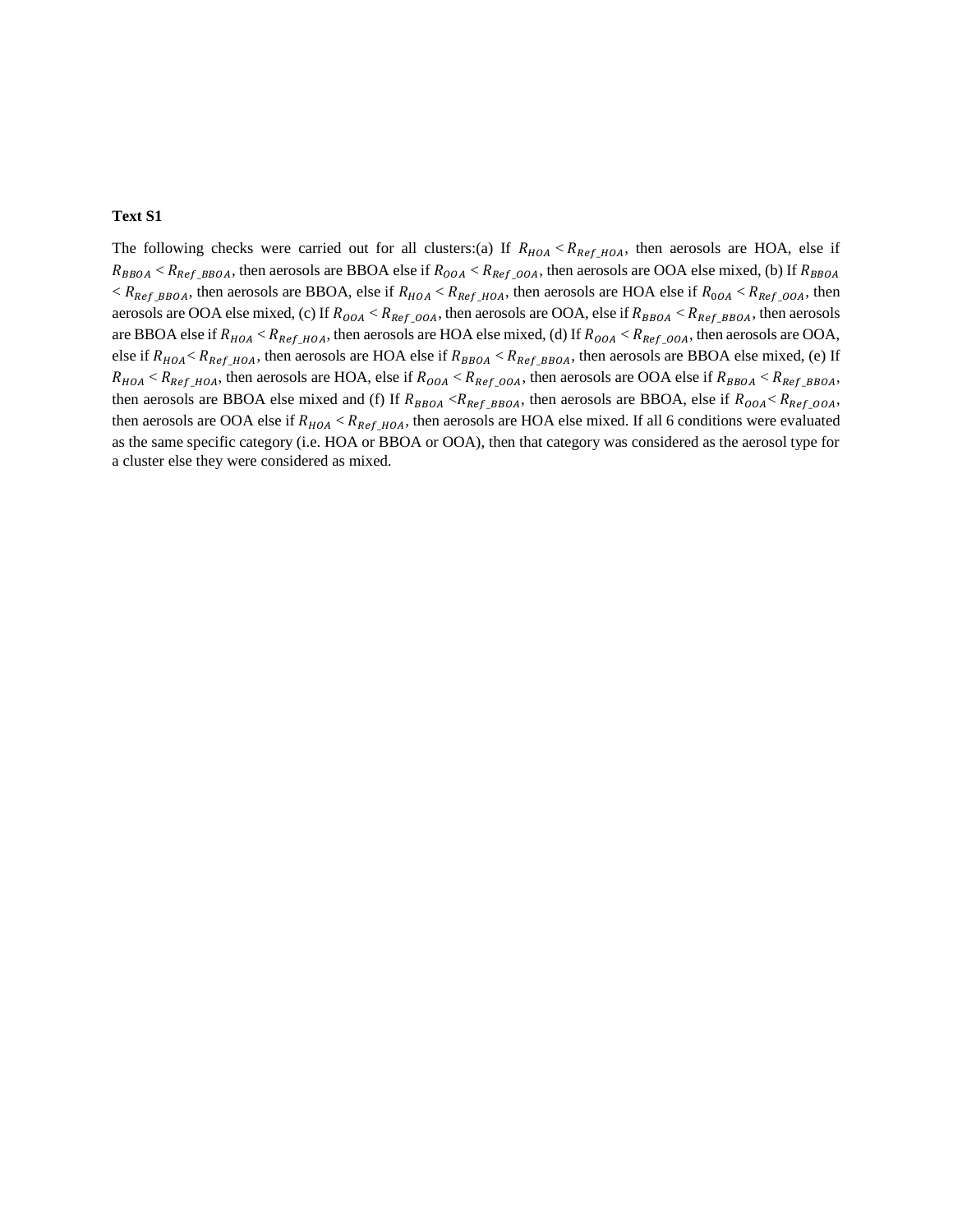**Text S1**

The following checks were carried out for all clusters:(a) If $R_{HOA} < R_{Ref\_HOA}$, then aerosols are HOA, else if $R_{BBOA} < R_{Ref\_BBOA}$, then aerosols are BBOA else if $R_{OOA} < R_{Ref\_OOA}$, then aerosols are OOA else mixed, (b) If $R_{BBOA} < R_{Ref\_BBOA}$, then aerosols are BBOA, else if $R_{HOA} < R_{Ref\_HOA}$, then aerosols are HOA else if $R_{0OA} < R_{Ref\_OOA}$, then aerosols are OOA else mixed, (c) If $R_{OOA} < R_{Ref\_OOA}$, then aerosols are OOA, else if $R_{BBOA} < R_{Ref\_BBOA}$, then aerosols are BBOA else if $R_{HOA} < R_{Ref\_HOA}$, then aerosols are HOA else mixed, (d) If $R_{OOA} < R_{Ref\_OOA}$, then aerosols are OOA, else if $R_{HOA} < R_{Ref\_HOA}$, then aerosols are HOA else if $R_{BBOA} < R_{Ref\_BBOA}$, then aerosols are BBOA else mixed, (e) If $R_{HOA} < R_{Ref\_HOA}$, then aerosols are HOA, else if $R_{OOA} < R_{Ref\_OOA}$, then aerosols are OOA else if $R_{BBOA} < R_{Ref\_BBOA}$, then aerosols are BBOA else mixed and (f) If $R_{BBOA} < R_{Ref\_BBOA}$, then aerosols are BBOA, else if $R_{OOA} < R_{Ref\_OOA}$, then aerosols are OOA else if $R_{HOA} < R_{Ref\_HOA}$, then aerosols are HOA else mixed. If all 6 conditions were evaluated as the same specific category (i.e. HOA or BBOA or OOA), then that category was considered as the aerosol type for a cluster else they were considered as mixed.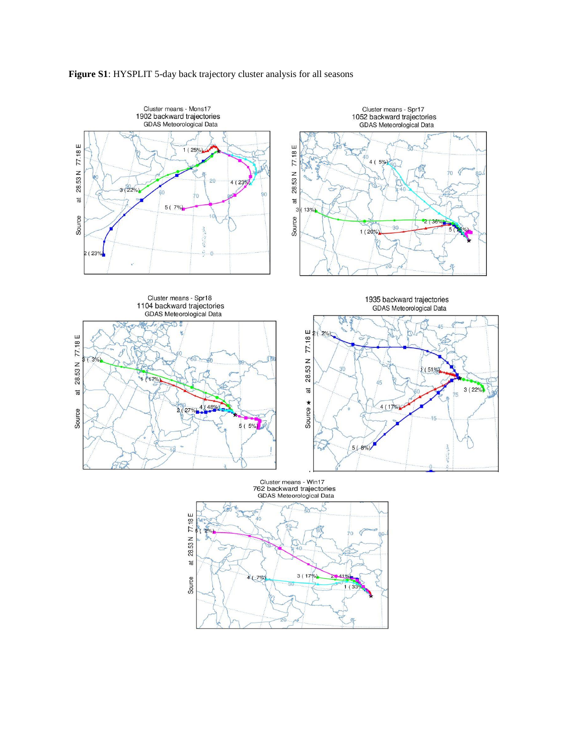**Figure S1**: HYSPLIT 5-day back trajectory cluster analysis for all seasons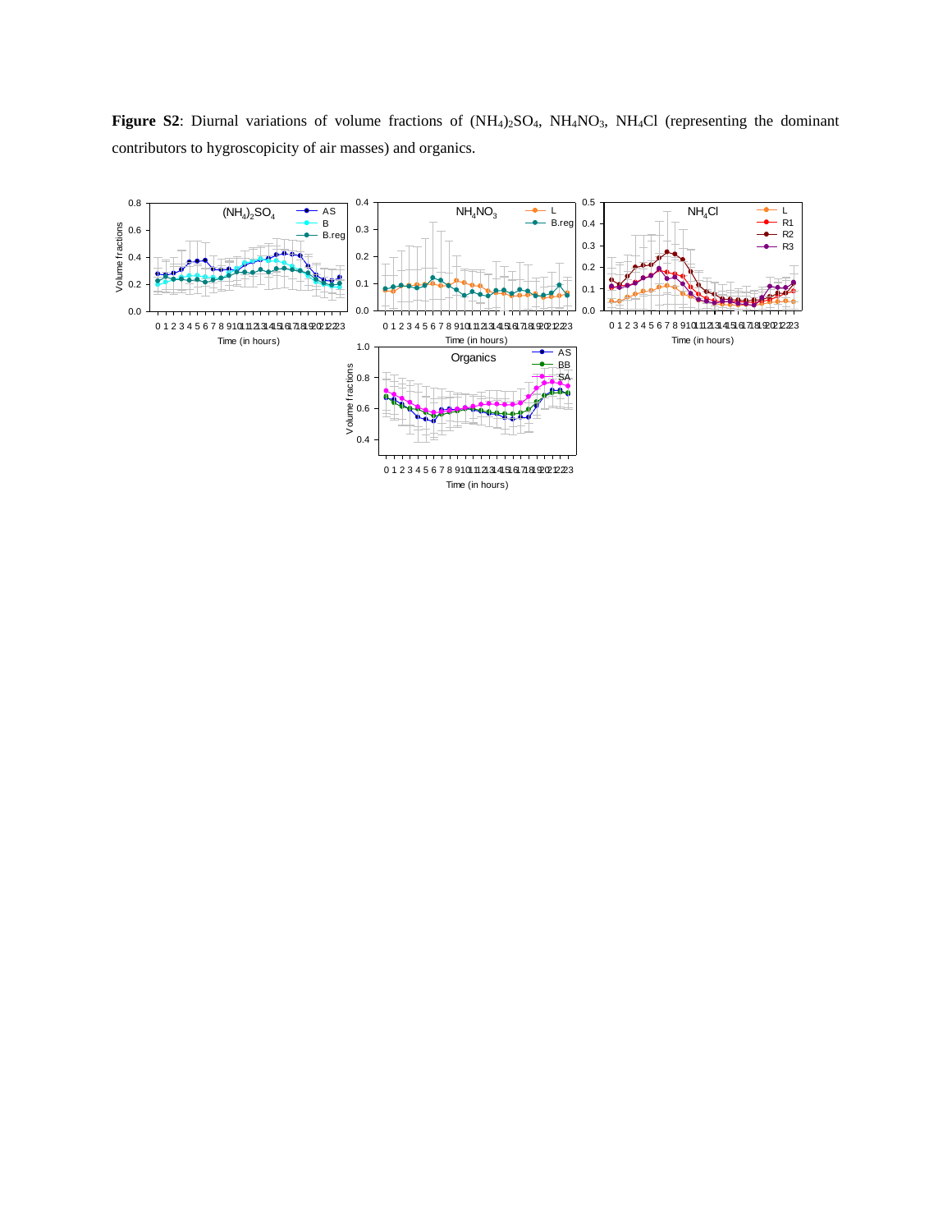**Figure S2**: Diurnal variations of volume fractions of $(NH_4)_2SO_4$, $NH_4NO_3$, $NH_4Cl$ (representing the dominant contributors to hygroscopicity of air masses) and organics.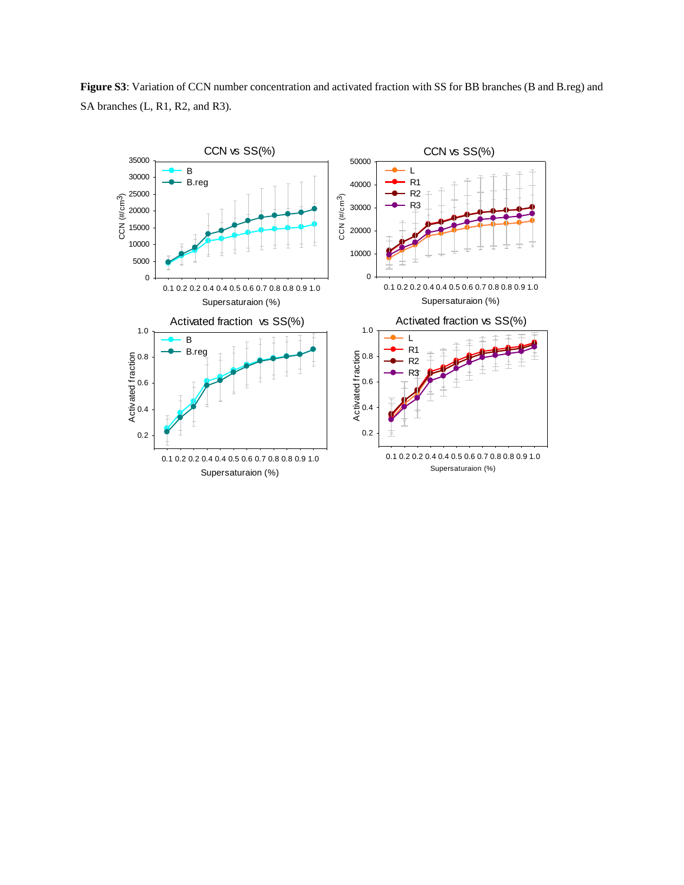**Figure S3**: Variation of CCN number concentration and activated fraction with SS for BB branches (B and B.reg) and SA branches (L, R1, R2, and R3).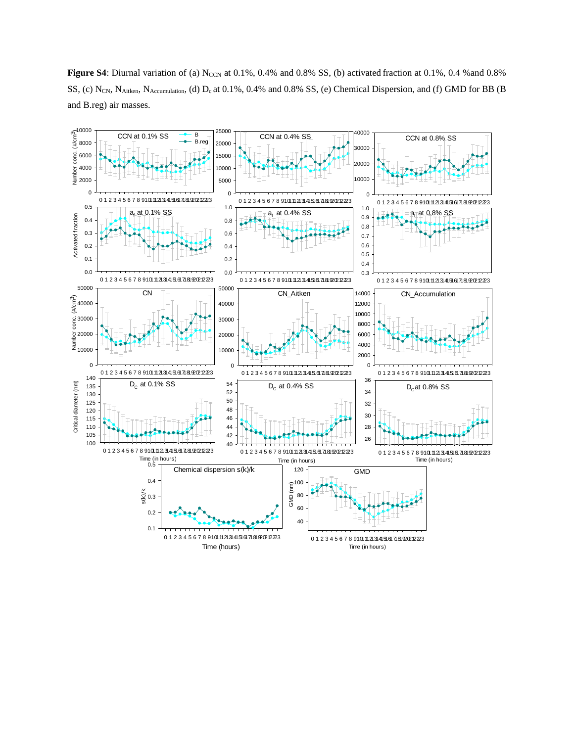**Figure S4**: Diurnal variation of (a) $N_{CCN}$ at 0.1%, 0.4% and 0.8% SS, (b) activated fraction at 0.1%, 0.4 %and 0.8% SS, (c) $N_{CN}$, $N_{Aitken}$, $N_{Accumulation}$, (d) $D_c$ at 0.1%, 0.4% and 0.8% SS, (e) Chemical Dispersion, and (f) GMD for BB (B and B.reg) air masses.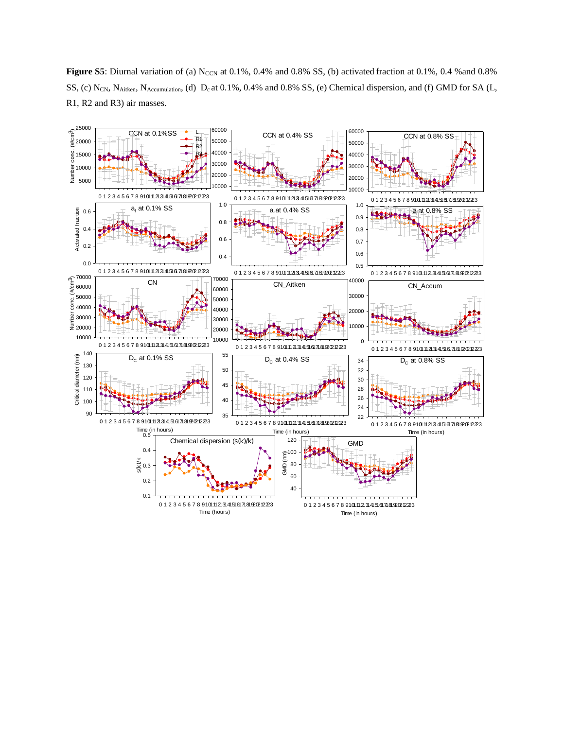**Figure S5**: Diurnal variation of (a) $N_{CCN}$ at 0.1%, 0.4% and 0.8% SS, (b) activated fraction at 0.1%, 0.4 %and 0.8% SS, (c) $N_{CN}$, $N_{Aitken}$, $N_{Accumulation}$, (d) $D_c$ at 0.1%, 0.4% and 0.8% SS, (e) Chemical dispersion, and (f) GMD for SA (L, R1, R2 and R3) air masses.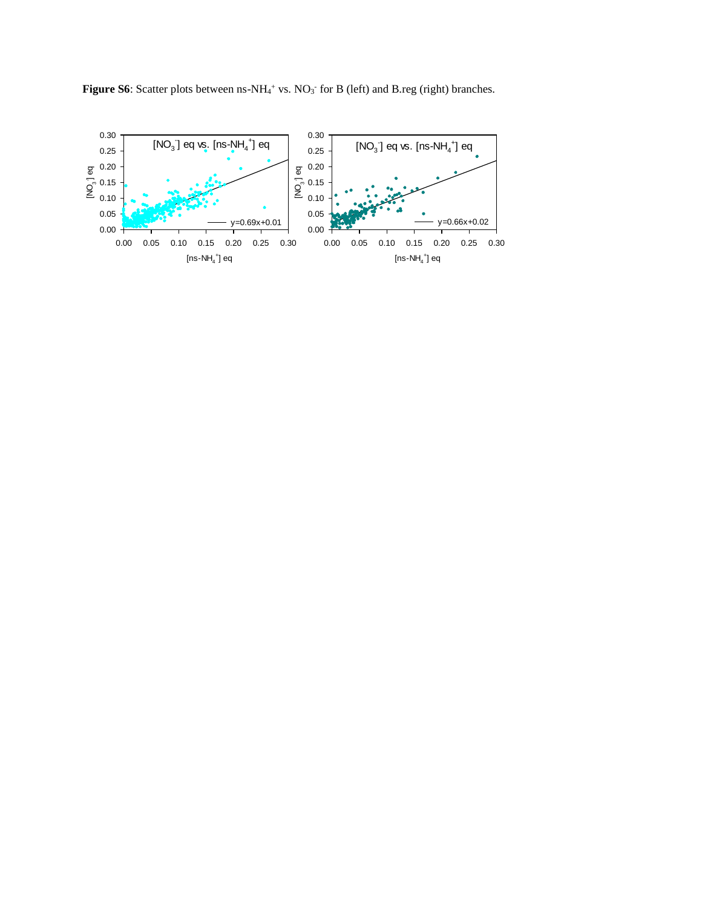**Figure S6**: Scatter plots between ns-$NH_4^+$ vs. $NO_3^-$ for B (left) and B.reg (right) branches.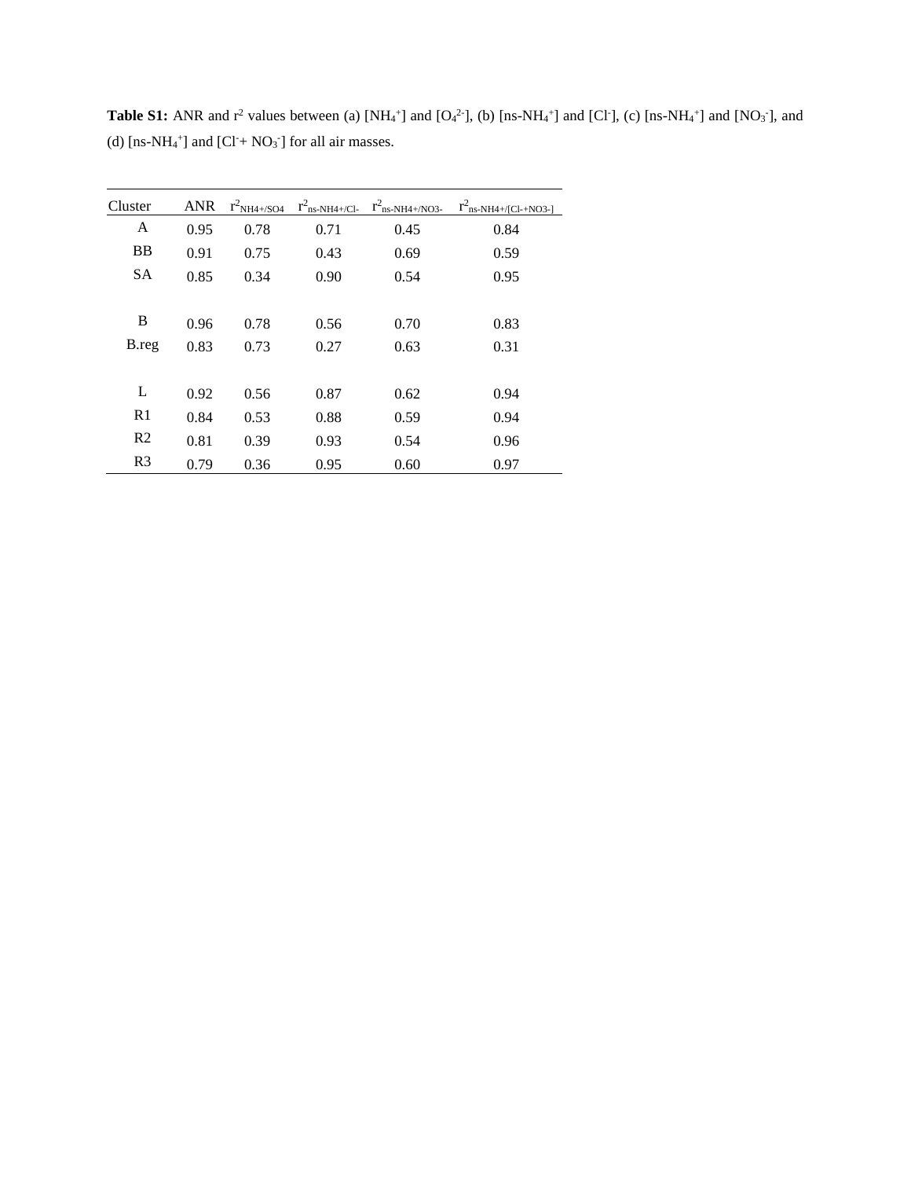**Table S1:** ANR and $r^2$ values between (a) [$NH_4^+$] and [$O_4^{2-}$], (b) [ns-$NH_4^+$] and [$Cl^-$], (c) [ns-$NH_4^+$] and [$NO_3^-$], and (d) [ns-$NH_4^+$] and [$Cl^-$+ $NO_3^-$] for all air masses.

| Cluster | ANR | $r^2_{NH4+/SO4}$ | $r^2_{ns-NH4+/Cl-}$ | $r^2_{ns-NH4+/NO3-}$ | $r^2_{ns-NH4+/[Cl-+NO3-]}$ |
|---|---|---|---|---|---|
| A | 0.95 | 0.78 | 0.71 | 0.45 | 0.84 |
| BB | 0.91 | 0.75 | 0.43 | 0.69 | 0.59 |
| SA | 0.85 | 0.34 | 0.90 | 0.54 | 0.95 |
| | | | | | |
| B | 0.96 | 0.78 | 0.56 | 0.70 | 0.83 |
| B.reg | 0.83 | 0.73 | 0.27 | 0.63 | 0.31 |
| | | | | | |
| L | 0.92 | 0.56 | 0.87 | 0.62 | 0.94 |
| R1 | 0.84 | 0.53 | 0.88 | 0.59 | 0.94 |
| R2 | 0.81 | 0.39 | 0.93 | 0.54 | 0.96 |
| R3 | 0.79 | 0.36 | 0.95 | 0.60 | 0.97 |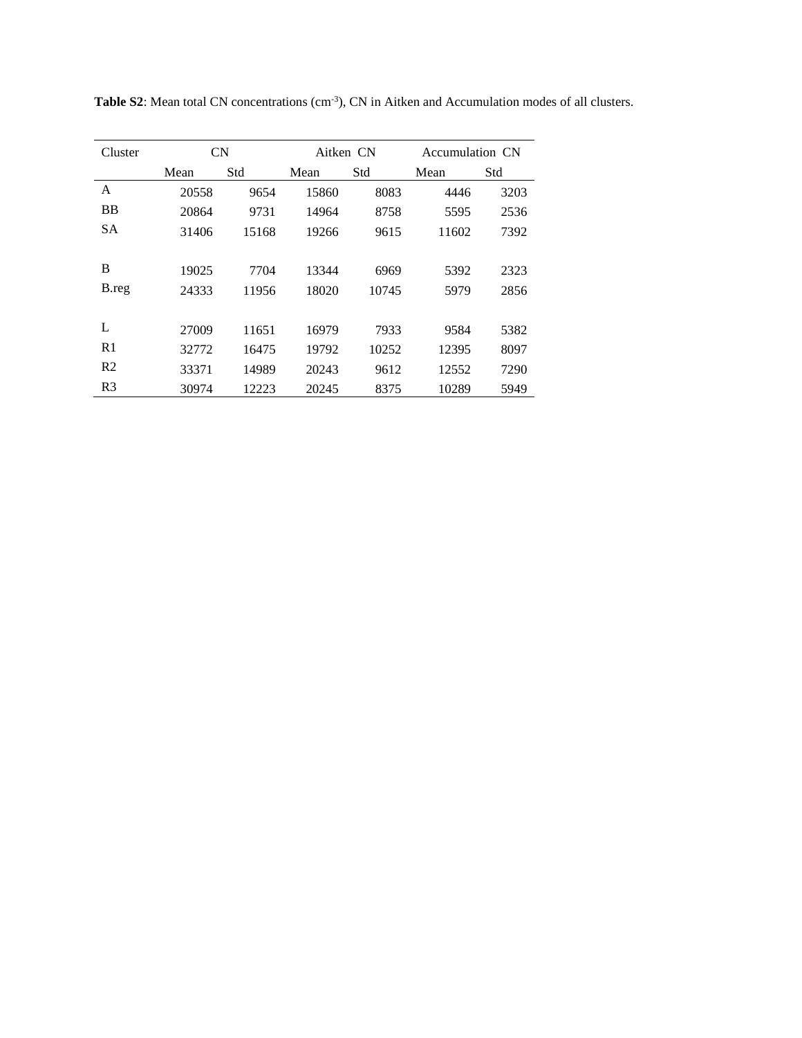**Table S2**: Mean total CN concentrations ($cm^{-3}$), CN in Aitken and Accumulation modes of all clusters.

| Cluster | CN | | Aitken CN | | Accumulation CN | |
|---|---|---|---|---|---|---|
| | Mean | Std | Mean | Std | Mean | Std |
| A | 20558 | 9654 | 15860 | 8083 | 4446 | 3203 |
| BB | 20864 | 9731 | 14964 | 8758 | 5595 | 2536 |
| SA | 31406 | 15168 | 19266 | 9615 | 11602 | 7392 |
| | | | | | | |
| B | 19025 | 7704 | 13344 | 6969 | 5392 | 2323 |
| B.reg | 24333 | 11956 | 18020 | 10745 | 5979 | 2856 |
| | | | | | | |
| L | 27009 | 11651 | 16979 | 7933 | 9584 | 5382 |
| R1 | 32772 | 16475 | 19792 | 10252 | 12395 | 8097 |
| R2 | 33371 | 14989 | 20243 | 9612 | 12552 | 7290 |
| R3 | 30974 | 12223 | 20245 | 8375 | 10289 | 5949 |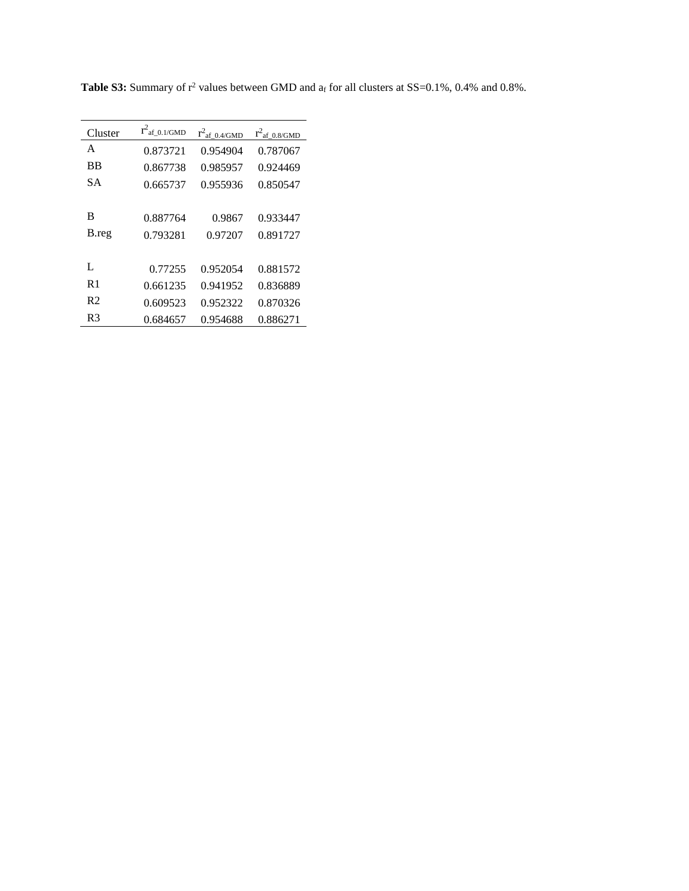**Table S3:** Summary of $r^2$ values between GMD and $a_f$ for all clusters at SS=0.1%, 0.4% and 0.8%.

| Cluster | $r^2_{af\_0.1/GMD}$ | $r^2_{af\_0.4/GMD}$ | $r^2_{af\_0.8/GMD}$ |
|---|---|---|---|
| A | 0.873721 | 0.954904 | 0.787067 |
| BB | 0.867738 | 0.985957 | 0.924469 |
| SA | 0.665737 | 0.955936 | 0.850547 |
| | | | |
| B | 0.887764 | 0.9867 | 0.933447 |
| B.reg | 0.793281 | 0.97207 | 0.891727 |
| | | | |
| L | 0.77255 | 0.952054 | 0.881572 |
| R1 | 0.661235 | 0.941952 | 0.836889 |
| R2 | 0.609523 | 0.952322 | 0.870326 |
| R3 | 0.684657 | 0.954688 | 0.886271 |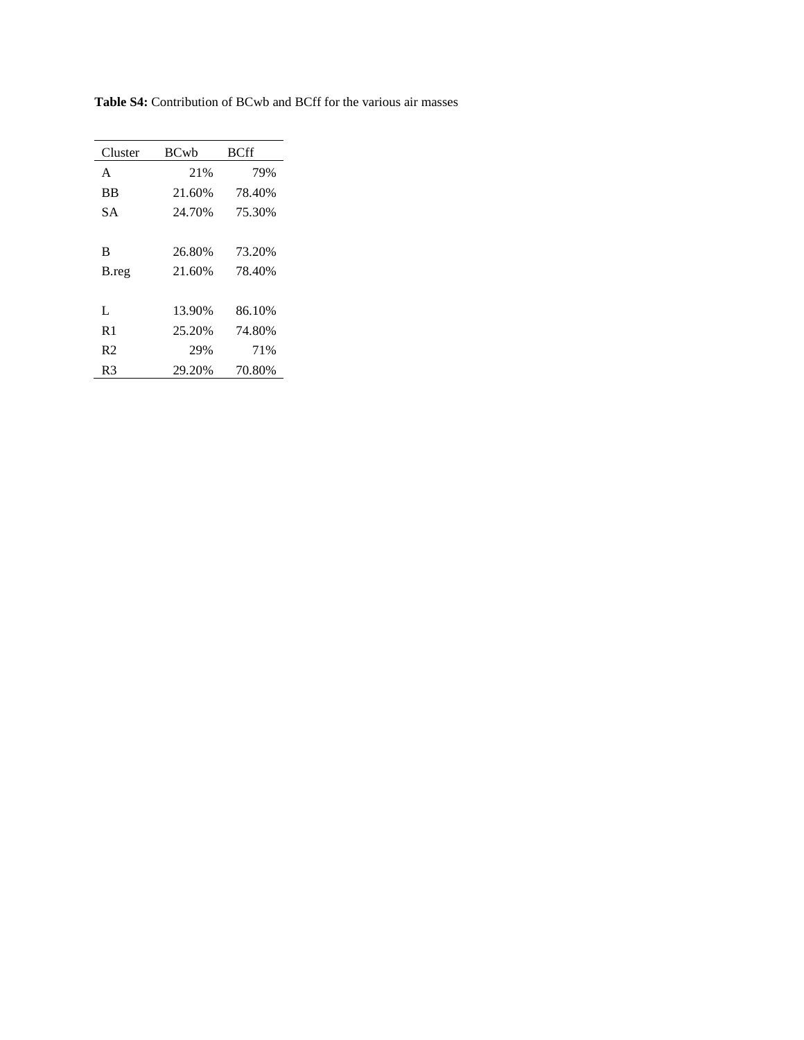**Table S4:** Contribution of BCwb and BCff for the various air masses

| Cluster | BCwb | BCff |
|---|---|---|
| A | 21% | 79% |
| BB | 21.60% | 78.40% |
| SA | 24.70% | 75.30% |
| | | |
| B | 26.80% | 73.20% |
| B.reg | 21.60% | 78.40% |
| | | |
| L | 13.90% | 86.10% |
| R1 | 25.20% | 74.80% |
| R2 | 29% | 71% |
| R3 | 29.20% | 70.80% |